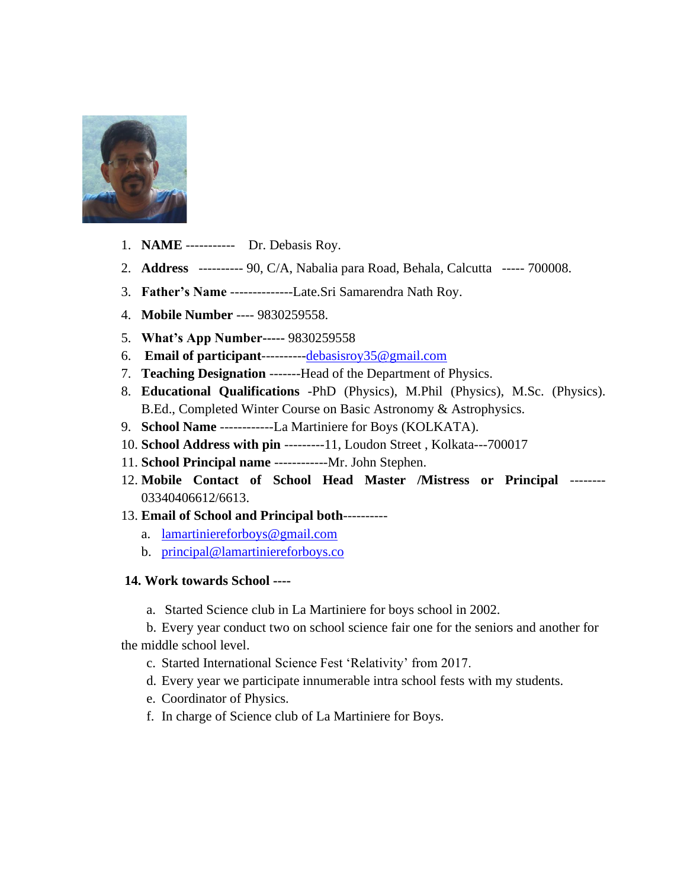1. **NAME** ----------- Dr. Debasis Roy.
2. **Address** ---------- 90, C/A, Nabalia para Road, Behala, Calcutta ----- 700008.
3. **Father's Name** --------------Late.Sri Samarendra Nath Roy.
4. **Mobile Number** ---- 9830259558.
5. **What's App Number-----** 9830259558
6. **Email of participant**----------debasisroy35@gmail.com
7. **Teaching Designation** -------Head of the Department of Physics.
8. **Educational Qualifications** -PhD (Physics), M.Phil (Physics), M.Sc. (Physics). B.Ed., Completed Winter Course on Basic Astronomy & Astrophysics.
9. **School Name** ------------La Martiniere for Boys (KOLKATA).
10. **School Address with pin** ---------11, Loudon Street , Kolkata---700017
11. **School Principal name** ------------Mr. John Stephen.
12. **Mobile Contact of School Head Master /Mistress or Principal** -------- 03340406612/6613.
13. **Email of School and Principal both**----------
    a. lamartiniereforboys@gmail.com
    b. principal@lamartiniereforboys.co

**14. Work towards School ----**

a. Started Science club in La Martiniere for boys school in 2002.

b. Every year conduct two on school science fair one for the seniors and another for the middle school level.

c. Started International Science Fest 'Relativity' from 2017.

d. Every year we participate innumerable intra school fests with my students.

e. Coordinator of Physics.

f. In charge of Science club of La Martiniere for Boys.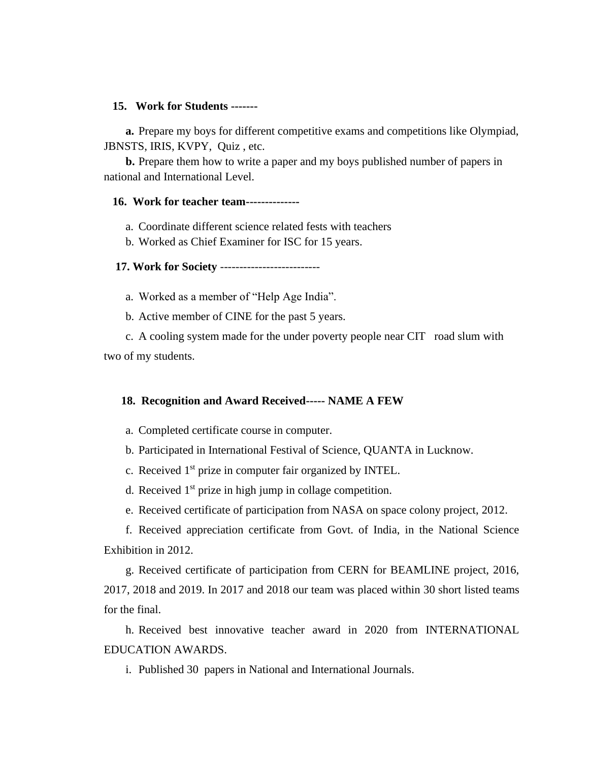**15. Work for Students -------**

**a.** Prepare my boys for different competitive exams and competitions like Olympiad, JBNSTS, IRIS, KVPY, Quiz , etc.

**b.** Prepare them how to write a paper and my boys published number of papers in national and International Level.

**16. Work for teacher team-------------**

a. Coordinate different science related fests with teachers

b. Worked as Chief Examiner for ISC for 15 years.

**17. Work for Society** -------------------------

a. Worked as a member of "Help Age India".

b. Active member of CINE for the past 5 years.

c. A cooling system made for the under poverty people near CIT road slum with two of my students.

**18. Recognition and Award Received----- NAME A FEW**

a. Completed certificate course in computer.

b. Participated in International Festival of Science, QUANTA in Lucknow.

c. Received 1st prize in computer fair organized by INTEL.

d. Received 1st prize in high jump in collage competition.

e. Received certificate of participation from NASA on space colony project, 2012.

f. Received appreciation certificate from Govt. of India, in the National Science Exhibition in 2012.

g. Received certificate of participation from CERN for BEAMLINE project, 2016, 2017, 2018 and 2019. In 2017 and 2018 our team was placed within 30 short listed teams for the final.

h. Received best innovative teacher award in 2020 from INTERNATIONAL EDUCATION AWARDS.

i. Published 30 papers in National and International Journals.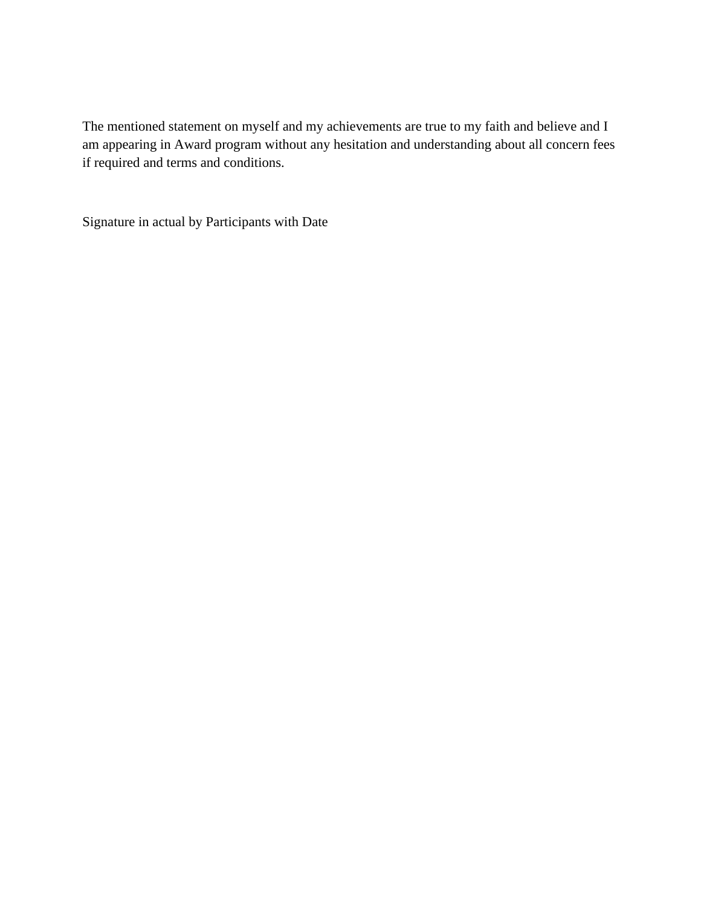The mentioned statement on myself and my achievements are true to my faith and believe and I am appearing in Award program without any hesitation and understanding about all concern fees if required and terms and conditions.

Signature in actual by Participants with Date